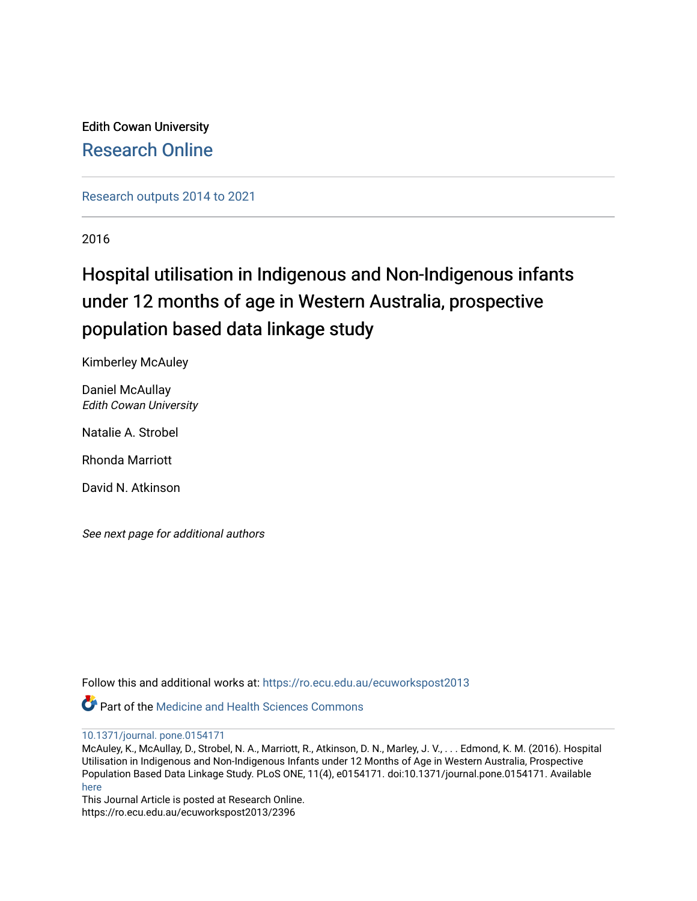Edith Cowan University

Research Online

Research outputs 2014 to 2021

2016

# Hospital utilisation in Indigenous and Non-Indigenous infants under 12 months of age in Western Australia, prospective population based data linkage study

Kimberley McAuley

Daniel McAullay
*Edith Cowan University*

Natalie A. Strobel

Rhonda Marriott

David N. Atkinson

*See next page for additional authors*

Follow this and additional works at: https://ro.ecu.edu.au/ecuworkspost2013

Part of the Medicine and Health Sciences Commons

10.1371/journal. pone.0154171

McAuley, K., McAullay, D., Strobel, N. A., Marriott, R., Atkinson, D. N., Marley, J. V., . . . Edmond, K. M. (2016). Hospital Utilisation in Indigenous and Non-Indigenous Infants under 12 Months of Age in Western Australia, Prospective Population Based Data Linkage Study. PLoS ONE, 11(4), e0154171. doi:10.1371/journal.pone.0154171. Available here

This Journal Article is posted at Research Online.
https://ro.ecu.edu.au/ecuworkspost2013/2396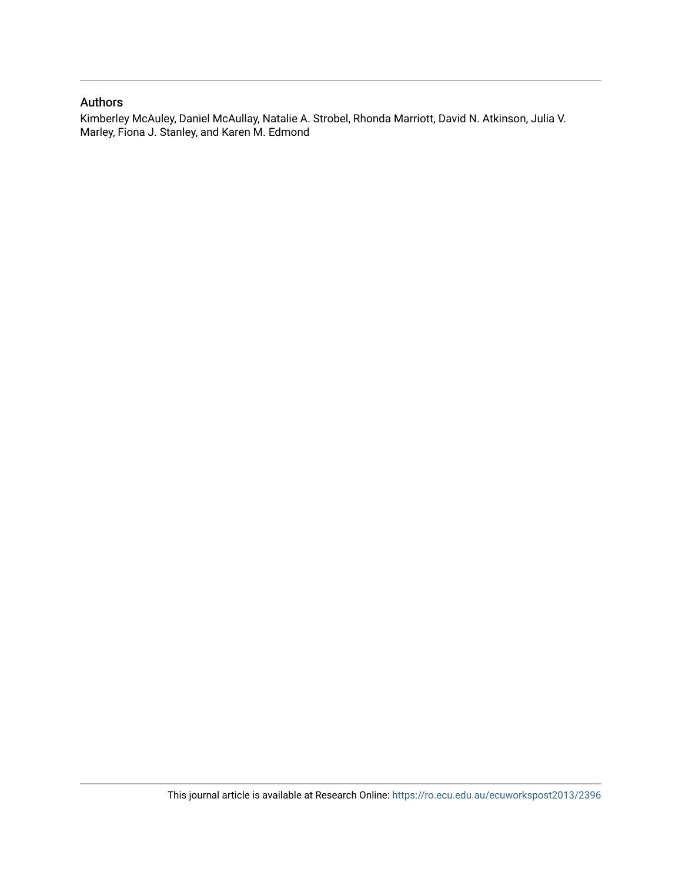## Authors

Kimberley McAuley, Daniel McAullay, Natalie A. Strobel, Rhonda Marriott, David N. Atkinson, Julia V. Marley, Fiona J. Stanley, and Karen M. Edmond

This journal article is available at Research Online: https://ro.ecu.edu.au/ecuworkspost2013/2396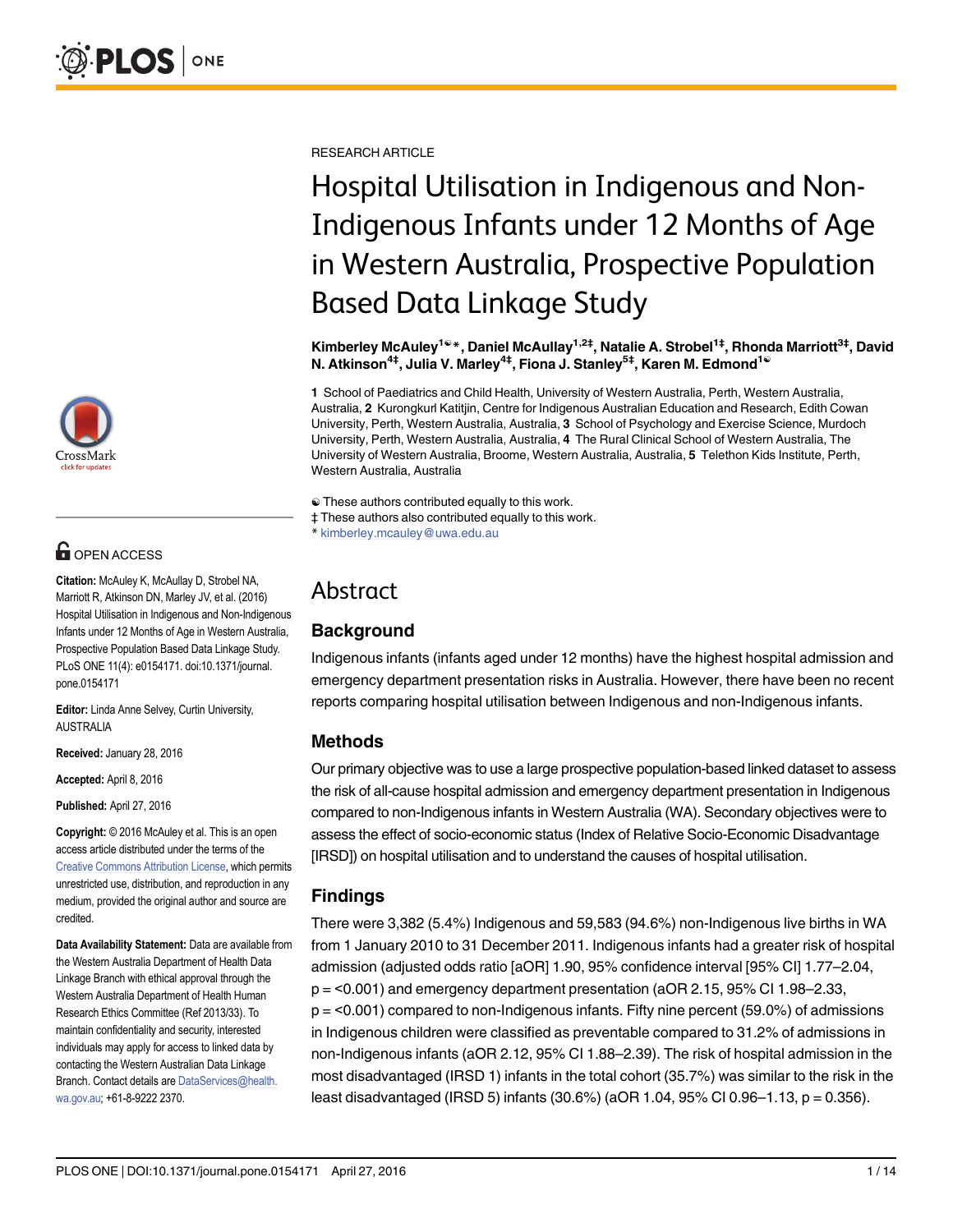RESEARCH ARTICLE

# Hospital Utilisation in Indigenous and Non-Indigenous Infants under 12 Months of Age in Western Australia, Prospective Population Based Data Linkage Study

**Kimberley McAuley[1☯*], Daniel McAullay[1,2‡], Natalie A. Strobel[1‡], Rhonda Marriott[3‡], David N. Atkinson[4‡], Julia V. Marley[4‡], Fiona J. Stanley[5‡], Karen M. Edmond[1☯]**

**1** School of Paediatrics and Child Health, University of Western Australia, Perth, Western Australia, Australia, **2** Kurongkurl Katitjin, Centre for Indigenous Australian Education and Research, Edith Cowan University, Perth, Western Australia, Australia, **3** School of Psychology and Exercise Science, Murdoch University, Perth, Western Australia, Australia, **4** The Rural Clinical School of Western Australia, The University of Western Australia, Broome, Western Australia, Australia, **5** Telethon Kids Institute, Perth, Western Australia, Australia

☯ These authors contributed equally to this work.
‡ These authors also contributed equally to this work.
* kimberley.mcauley@uwa.edu.au

OPEN ACCESS

**Citation:** McAuley K, McAullay D, Strobel NA, Marriott R, Atkinson DN, Marley JV, et al. (2016) Hospital Utilisation in Indigenous and Non-Indigenous Infants under 12 Months of Age in Western Australia, Prospective Population Based Data Linkage Study. PLoS ONE 11(4): e0154171. doi:10.1371/journal.pone.0154171

**Editor:** Linda Anne Selvey, Curtin University, AUSTRALIA

**Received:** January 28, 2016

**Accepted:** April 8, 2016

**Published:** April 27, 2016

**Copyright:** © 2016 McAuley et al. This is an open access article distributed under the terms of the Creative Commons Attribution License, which permits unrestricted use, distribution, and reproduction in any medium, provided the original author and source are credited.

**Data Availability Statement:** Data are available from the Western Australia Department of Health Data Linkage Branch with ethical approval through the Western Australia Department of Health Human Research Ethics Committee (Ref 2013/33). To maintain confidentiality and security, interested individuals may apply for access to linked data by contacting the Western Australian Data Linkage Branch. Contact details are DataServices@health.wa.gov.au; +61-8-9222 2370.

## Abstract

### Background

Indigenous infants (infants aged under 12 months) have the highest hospital admission and emergency department presentation risks in Australia. However, there have been no recent reports comparing hospital utilisation between Indigenous and non-Indigenous infants.

### Methods

Our primary objective was to use a large prospective population-based linked dataset to assess the risk of all-cause hospital admission and emergency department presentation in Indigenous compared to non-Indigenous infants in Western Australia (WA). Secondary objectives were to assess the effect of socio-economic status (Index of Relative Socio-Economic Disadvantage [IRSD]) on hospital utilisation and to understand the causes of hospital utilisation.

### Findings

There were 3,382 (5.4%) Indigenous and 59,583 (94.6%) non-Indigenous live births in WA from 1 January 2010 to 31 December 2011. Indigenous infants had a greater risk of hospital admission (adjusted odds ratio [aOR] 1.90, 95% confidence interval [95% CI] 1.77–2.04, $p = <0.001$) and emergency department presentation (aOR 2.15, 95% CI 1.98–2.33, $p = <0.001$) compared to non-Indigenous infants. Fifty nine percent (59.0%) of admissions in Indigenous children were classified as preventable compared to 31.2% of admissions in non-Indigenous infants (aOR 2.12, 95% CI 1.88–2.39). The risk of hospital admission in the most disadvantaged (IRSD 1) infants in the total cohort (35.7%) was similar to the risk in the least disadvantaged (IRSD 5) infants (30.6%) (aOR 1.04, 95% CI 0.96–1.13, $p = 0.356$).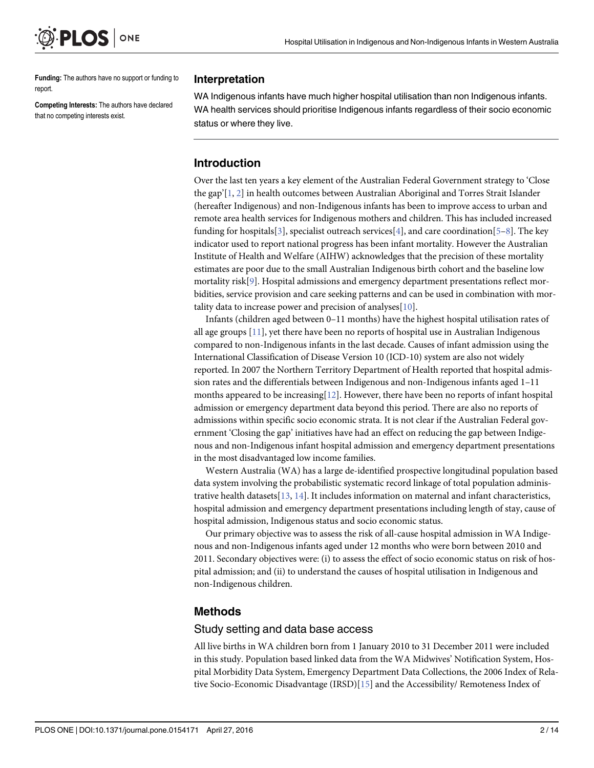**Funding:** The authors have no support or funding to report.

**Competing Interests:** The authors have declared that no competing interests exist.

## Interpretation

WA Indigenous infants have much higher hospital utilisation than non Indigenous infants. WA health services should prioritise Indigenous infants regardless of their socio economic status or where they live.

## Introduction

Over the last ten years a key element of the Australian Federal Government strategy to 'Close the gap'[1, 2] in health outcomes between Australian Aboriginal and Torres Strait Islander (hereafter Indigenous) and non-Indigenous infants has been to improve access to urban and remote area health services for Indigenous mothers and children. This has included increased funding for hospitals[3], specialist outreach services[4], and care coordination[5–8]. The key indicator used to report national progress has been infant mortality. However the Australian Institute of Health and Welfare (AIHW) acknowledges that the precision of these mortality estimates are poor due to the small Australian Indigenous birth cohort and the baseline low mortality risk[9]. Hospital admissions and emergency department presentations reflect morbidities, service provision and care seeking patterns and can be used in combination with mortality data to increase power and precision of analyses[10].

Infants (children aged between 0–11 months) have the highest hospital utilisation rates of all age groups [11], yet there have been no reports of hospital use in Australian Indigenous compared to non-Indigenous infants in the last decade. Causes of infant admission using the International Classification of Disease Version 10 (ICD-10) system are also not widely reported. In 2007 the Northern Territory Department of Health reported that hospital admission rates and the differentials between Indigenous and non-Indigenous infants aged 1–11 months appeared to be increasing[12]. However, there have been no reports of infant hospital admission or emergency department data beyond this period. There are also no reports of admissions within specific socio economic strata. It is not clear if the Australian Federal government 'Closing the gap' initiatives have had an effect on reducing the gap between Indigenous and non-Indigenous infant hospital admission and emergency department presentations in the most disadvantaged low income families.

Western Australia (WA) has a large de-identified prospective longitudinal population based data system involving the probabilistic systematic record linkage of total population administrative health datasets[13, 14]. It includes information on maternal and infant characteristics, hospital admission and emergency department presentations including length of stay, cause of hospital admission, Indigenous status and socio economic status.

Our primary objective was to assess the risk of all-cause hospital admission in WA Indigenous and non-Indigenous infants aged under 12 months who were born between 2010 and 2011. Secondary objectives were: (i) to assess the effect of socio economic status on risk of hospital admission; and (ii) to understand the causes of hospital utilisation in Indigenous and non-Indigenous children.

## Methods

### Study setting and data base access

All live births in WA children born from 1 January 2010 to 31 December 2011 were included in this study. Population based linked data from the WA Midwives' Notification System, Hospital Morbidity Data System, Emergency Department Data Collections, the 2006 Index of Relative Socio-Economic Disadvantage (IRSD)[15] and the Accessibility/ Remoteness Index of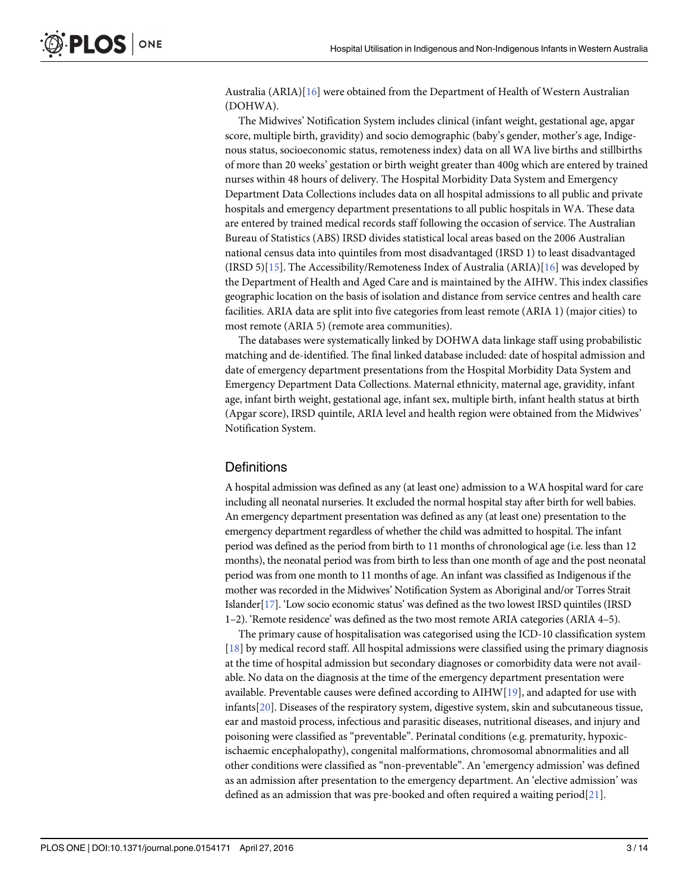Australia (ARIA)[16] were obtained from the Department of Health of Western Australian (DOHWA).

The Midwives' Notification System includes clinical (infant weight, gestational age, apgar score, multiple birth, gravidity) and socio demographic (baby's gender, mother's age, Indigenous status, socioeconomic status, remoteness index) data on all WA live births and stillbirths of more than 20 weeks' gestation or birth weight greater than 400g which are entered by trained nurses within 48 hours of delivery. The Hospital Morbidity Data System and Emergency Department Data Collections includes data on all hospital admissions to all public and private hospitals and emergency department presentations to all public hospitals in WA. These data are entered by trained medical records staff following the occasion of service. The Australian Bureau of Statistics (ABS) IRSD divides statistical local areas based on the 2006 Australian national census data into quintiles from most disadvantaged (IRSD 1) to least disadvantaged (IRSD 5)[15]. The Accessibility/Remoteness Index of Australia (ARIA)[16] was developed by the Department of Health and Aged Care and is maintained by the AIHW. This index classifies geographic location on the basis of isolation and distance from service centres and health care facilities. ARIA data are split into five categories from least remote (ARIA 1) (major cities) to most remote (ARIA 5) (remote area communities).

The databases were systematically linked by DOHWA data linkage staff using probabilistic matching and de-identified. The final linked database included: date of hospital admission and date of emergency department presentations from the Hospital Morbidity Data System and Emergency Department Data Collections. Maternal ethnicity, maternal age, gravidity, infant age, infant birth weight, gestational age, infant sex, multiple birth, infant health status at birth (Apgar score), IRSD quintile, ARIA level and health region were obtained from the Midwives' Notification System.

## Definitions

A hospital admission was defined as any (at least one) admission to a WA hospital ward for care including all neonatal nurseries. It excluded the normal hospital stay after birth for well babies. An emergency department presentation was defined as any (at least one) presentation to the emergency department regardless of whether the child was admitted to hospital. The infant period was defined as the period from birth to 11 months of chronological age (i.e. less than 12 months), the neonatal period was from birth to less than one month of age and the post neonatal period was from one month to 11 months of age. An infant was classified as Indigenous if the mother was recorded in the Midwives' Notification System as Aboriginal and/or Torres Strait Islander[17]. 'Low socio economic status' was defined as the two lowest IRSD quintiles (IRSD 1–2). 'Remote residence' was defined as the two most remote ARIA categories (ARIA 4–5).

The primary cause of hospitalisation was categorised using the ICD-10 classification system [18] by medical record staff. All hospital admissions were classified using the primary diagnosis at the time of hospital admission but secondary diagnoses or comorbidity data were not available. No data on the diagnosis at the time of the emergency department presentation were available. Preventable causes were defined according to AIHW[19], and adapted for use with infants[20]. Diseases of the respiratory system, digestive system, skin and subcutaneous tissue, ear and mastoid process, infectious and parasitic diseases, nutritional diseases, and injury and poisoning were classified as "preventable". Perinatal conditions (e.g. prematurity, hypoxic-ischaemic encephalopathy), congenital malformations, chromosomal abnormalities and all other conditions were classified as "non-preventable". An 'emergency admission' was defined as an admission after presentation to the emergency department. An 'elective admission' was defined as an admission that was pre-booked and often required a waiting period[21].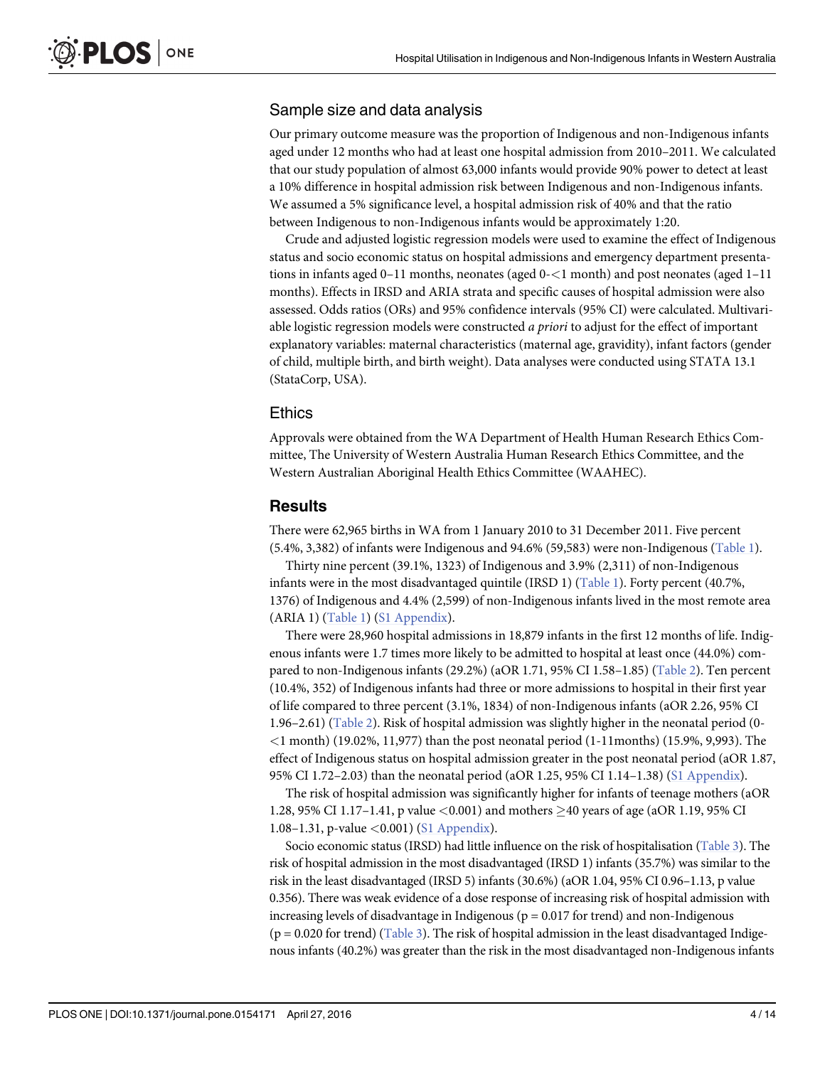## Sample size and data analysis

Our primary outcome measure was the proportion of Indigenous and non-Indigenous infants aged under 12 months who had at least one hospital admission from 2010–2011. We calculated that our study population of almost 63,000 infants would provide 90% power to detect at least a 10% difference in hospital admission risk between Indigenous and non-Indigenous infants. We assumed a 5% significance level, a hospital admission risk of 40% and that the ratio between Indigenous to non-Indigenous infants would be approximately 1:20.

Crude and adjusted logistic regression models were used to examine the effect of Indigenous status and socio economic status on hospital admissions and emergency department presentations in infants aged 0–11 months, neonates (aged 0-<1 month) and post neonates (aged 1–11 months). Effects in IRSD and ARIA strata and specific causes of hospital admission were also assessed. Odds ratios (ORs) and 95% confidence intervals (95% CI) were calculated. Multivariable logistic regression models were constructed *a priori* to adjust for the effect of important explanatory variables: maternal characteristics (maternal age, gravidity), infant factors (gender of child, multiple birth, and birth weight). Data analyses were conducted using STATA 13.1 (StataCorp, USA).

## Ethics

Approvals were obtained from the WA Department of Health Human Research Ethics Committee, The University of Western Australia Human Research Ethics Committee, and the Western Australian Aboriginal Health Ethics Committee (WAAHEC).

# Results

There were 62,965 births in WA from 1 January 2010 to 31 December 2011. Five percent (5.4%, 3,382) of infants were Indigenous and 94.6% (59,583) were non-Indigenous (Table 1).

Thirty nine percent (39.1%, 1323) of Indigenous and 3.9% (2,311) of non-Indigenous infants were in the most disadvantaged quintile (IRSD 1) (Table 1). Forty percent (40.7%, 1376) of Indigenous and 4.4% (2,599) of non-Indigenous infants lived in the most remote area (ARIA 1) (Table 1) (S1 Appendix).

There were 28,960 hospital admissions in 18,879 infants in the first 12 months of life. Indigenous infants were 1.7 times more likely to be admitted to hospital at least once (44.0%) compared to non-Indigenous infants (29.2%) (aOR 1.71, 95% CI 1.58–1.85) (Table 2). Ten percent (10.4%, 352) of Indigenous infants had three or more admissions to hospital in their first year of life compared to three percent (3.1%, 1834) of non-Indigenous infants (aOR 2.26, 95% CI 1.96–2.61) (Table 2). Risk of hospital admission was slightly higher in the neonatal period (0-<1 month) (19.02%, 11,977) than the post neonatal period (1-11months) (15.9%, 9,993). The effect of Indigenous status on hospital admission greater in the post neonatal period (aOR 1.87, 95% CI 1.72–2.03) than the neonatal period (aOR 1.25, 95% CI 1.14–1.38) (S1 Appendix).

The risk of hospital admission was significantly higher for infants of teenage mothers (aOR 1.28, 95% CI 1.17–1.41, p value <0.001) and mothers ≥40 years of age (aOR 1.19, 95% CI 1.08–1.31, p-value <0.001) (S1 Appendix).

Socio economic status (IRSD) had little influence on the risk of hospitalisation (Table 3). The risk of hospital admission in the most disadvantaged (IRSD 1) infants (35.7%) was similar to the risk in the least disadvantaged (IRSD 5) infants (30.6%) (aOR 1.04, 95% CI 0.96–1.13, p value 0.356). There was weak evidence of a dose response of increasing risk of hospital admission with increasing levels of disadvantage in Indigenous (p = 0.017 for trend) and non-Indigenous (p = 0.020 for trend) (Table 3). The risk of hospital admission in the least disadvantaged Indigenous infants (40.2%) was greater than the risk in the most disadvantaged non-Indigenous infants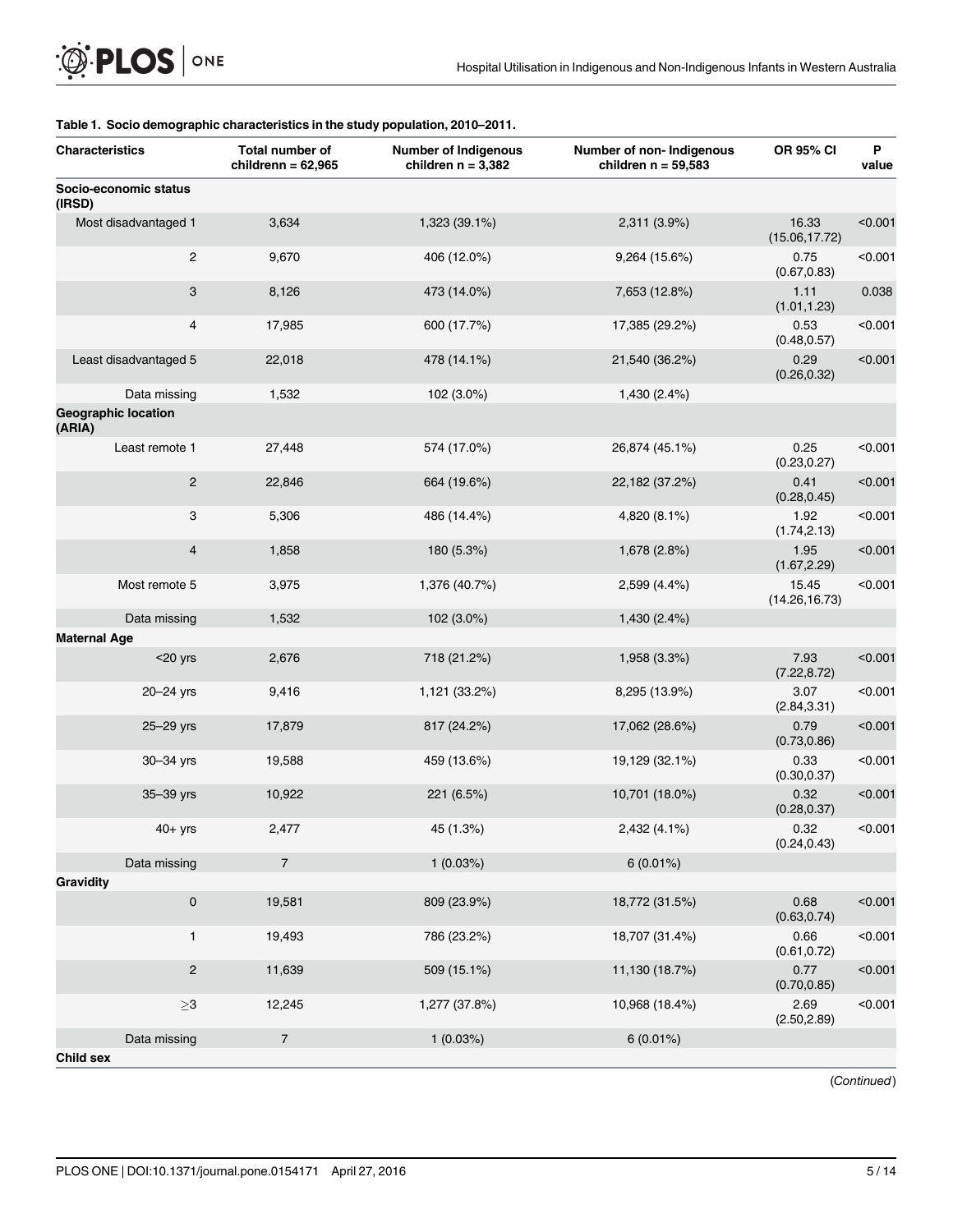**Table 1. Socio demographic characteristics in the study population, 2010–2011.**

| Characteristics | Total number of childrenn = 62,965 | Number of Indigenous children n = 3,382 | Number of non- Indigenous children n = 59,583 | OR 95% CI | P value |
|---|---|---|---|---|---|
| **Socio-economic status (IRSD)** | | | | | |
| Most disadvantaged 1 | 3,634 | 1,323 (39.1%) | 2,311 (3.9%) | 16.33 (15.06,17.72) | <0.001 |
| 2 | 9,670 | 406 (12.0%) | 9,264 (15.6%) | 0.75 (0.67,0.83) | <0.001 |
| 3 | 8,126 | 473 (14.0%) | 7,653 (12.8%) | 1.11 (1.01,1.23) | 0.038 |
| 4 | 17,985 | 600 (17.7%) | 17,385 (29.2%) | 0.53 (0.48,0.57) | <0.001 |
| Least disadvantaged 5 | 22,018 | 478 (14.1%) | 21,540 (36.2%) | 0.29 (0.26,0.32) | <0.001 |
| Data missing | 1,532 | 102 (3.0%) | 1,430 (2.4%) | | |
| **Geographic location (ARIA)** | | | | | |
| Least remote 1 | 27,448 | 574 (17.0%) | 26,874 (45.1%) | 0.25 (0.23,0.27) | <0.001 |
| 2 | 22,846 | 664 (19.6%) | 22,182 (37.2%) | 0.41 (0.28,0.45) | <0.001 |
| 3 | 5,306 | 486 (14.4%) | 4,820 (8.1%) | 1.92 (1.74,2.13) | <0.001 |
| 4 | 1,858 | 180 (5.3%) | 1,678 (2.8%) | 1.95 (1.67,2.29) | <0.001 |
| Most remote 5 | 3,975 | 1,376 (40.7%) | 2,599 (4.4%) | 15.45 (14.26,16.73) | <0.001 |
| Data missing | 1,532 | 102 (3.0%) | 1,430 (2.4%) | | |
| **Maternal Age** | | | | | |
| <20 yrs | 2,676 | 718 (21.2%) | 1,958 (3.3%) | 7.93 (7.22,8.72) | <0.001 |
| 20–24 yrs | 9,416 | 1,121 (33.2%) | 8,295 (13.9%) | 3.07 (2.84,3.31) | <0.001 |
| 25–29 yrs | 17,879 | 817 (24.2%) | 17,062 (28.6%) | 0.79 (0.73,0.86) | <0.001 |
| 30–34 yrs | 19,588 | 459 (13.6%) | 19,129 (32.1%) | 0.33 (0.30,0.37) | <0.001 |
| 35–39 yrs | 10,922 | 221 (6.5%) | 10,701 (18.0%) | 0.32 (0.28,0.37) | <0.001 |
| 40+ yrs | 2,477 | 45 (1.3%) | 2,432 (4.1%) | 0.32 (0.24,0.43) | <0.001 |
| Data missing | 7 | 1 (0.03%) | 6 (0.01%) | | |
| **Gravidity** | | | | | |
| 0 | 19,581 | 809 (23.9%) | 18,772 (31.5%) | 0.68 (0.63,0.74) | <0.001 |
| 1 | 19,493 | 786 (23.2%) | 18,707 (31.4%) | 0.66 (0.61,0.72) | <0.001 |
| 2 | 11,639 | 509 (15.1%) | 11,130 (18.7%) | 0.77 (0.70,0.85) | <0.001 |
| ≥3 | 12,245 | 1,277 (37.8%) | 10,968 (18.4%) | 2.69 (2.50,2.89) | <0.001 |
| Data missing | 7 | 1 (0.03%) | 6 (0.01%) | | |
| **Child sex** | | | | | |

(*Continued*)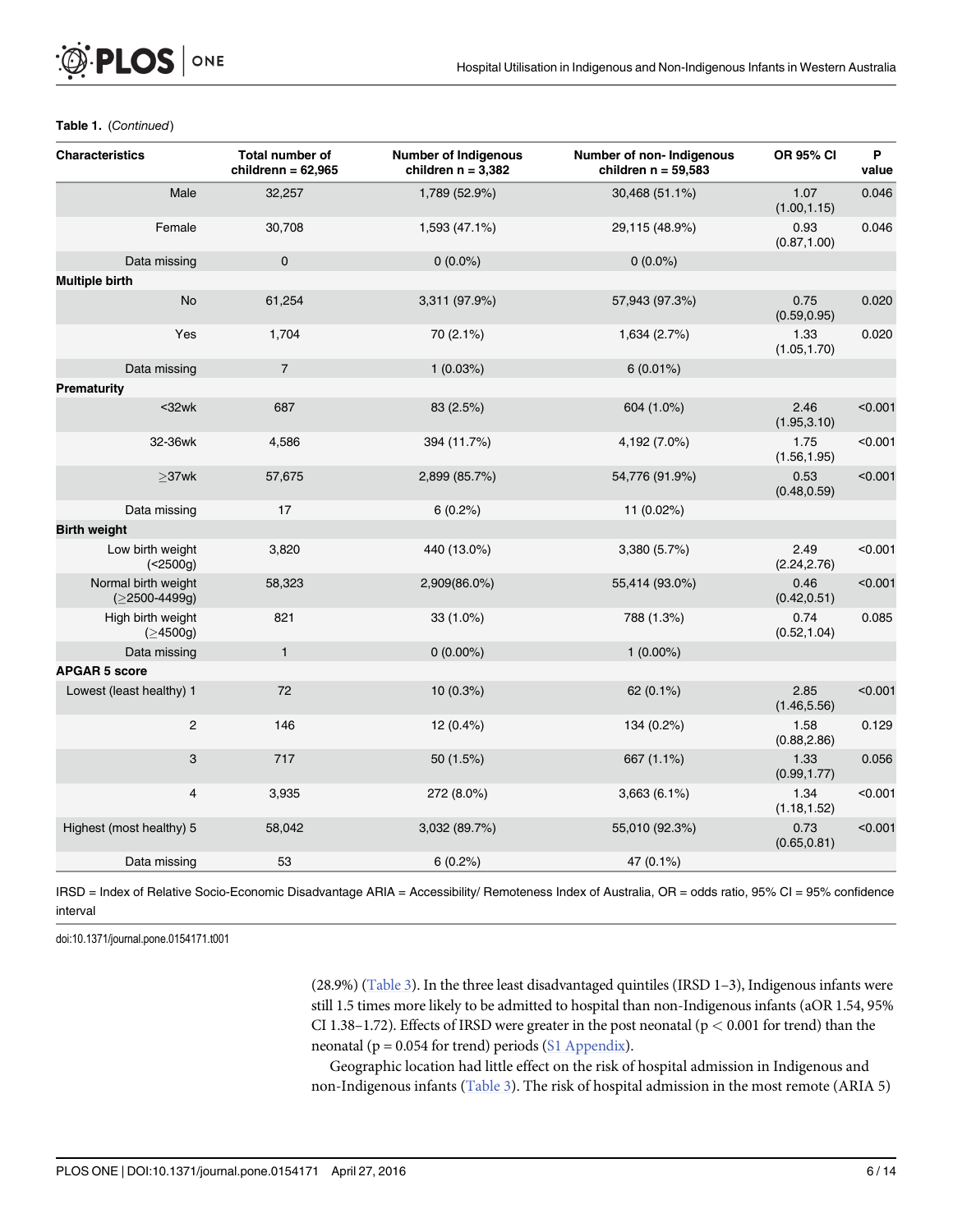**Table 1.** (*Continued*)

| Characteristics | Total number of childrenn = 62,965 | Number of Indigenous children n = 3,382 | Number of non- Indigenous children n = 59,583 | OR 95% CI | P value |
|---|---|---|---|---|---|
| Male | 32,257 | 1,789 (52.9%) | 30,468 (51.1%) | 1.07 (1.00,1.15) | 0.046 |
| Female | 30,708 | 1,593 (47.1%) | 29,115 (48.9%) | 0.93 (0.87,1.00) | 0.046 |
| Data missing | 0 | 0 (0.0%) | 0 (0.0%) | | |
| **Multiple birth** | | | | | |
| No | 61,254 | 3,311 (97.9%) | 57,943 (97.3%) | 0.75 (0.59,0.95) | 0.020 |
| Yes | 1,704 | 70 (2.1%) | 1,634 (2.7%) | 1.33 (1.05,1.70) | 0.020 |
| Data missing | 7 | 1 (0.03%) | 6 (0.01%) | | |
| **Prematurity** | | | | | |
| <32wk | 687 | 83 (2.5%) | 604 (1.0%) | 2.46 (1.95,3.10) | <0.001 |
| 32-36wk | 4,586 | 394 (11.7%) | 4,192 (7.0%) | 1.75 (1.56,1.95) | <0.001 |
| ≥37wk | 57,675 | 2,899 (85.7%) | 54,776 (91.9%) | 0.53 (0.48,0.59) | <0.001 |
| Data missing | 17 | 6 (0.2%) | 11 (0.02%) | | |
| **Birth weight** | | | | | |
| Low birth weight (<2500g) | 3,820 | 440 (13.0%) | 3,380 (5.7%) | 2.49 (2.24,2.76) | <0.001 |
| Normal birth weight (≥2500-4499g) | 58,323 | 2,909(86.0%) | 55,414 (93.0%) | 0.46 (0.42,0.51) | <0.001 |
| High birth weight (≥4500g) | 821 | 33 (1.0%) | 788 (1.3%) | 0.74 (0.52,1.04) | 0.085 |
| Data missing | 1 | 0 (0.00%) | 1 (0.00%) | | |
| **APGAR 5 score** | | | | | |
| Lowest (least healthy) 1 | 72 | 10 (0.3%) | 62 (0.1%) | 2.85 (1.46,5.56) | <0.001 |
| 2 | 146 | 12 (0.4%) | 134 (0.2%) | 1.58 (0.88,2.86) | 0.129 |
| 3 | 717 | 50 (1.5%) | 667 (1.1%) | 1.33 (0.99,1.77) | 0.056 |
| 4 | 3,935 | 272 (8.0%) | 3,663 (6.1%) | 1.34 (1.18,1.52) | <0.001 |
| Highest (most healthy) 5 | 58,042 | 3,032 (89.7%) | 55,010 (92.3%) | 0.73 (0.65,0.81) | <0.001 |
| Data missing | 53 | 6 (0.2%) | 47 (0.1%) | | |

IRSD = Index of Relative Socio-Economic Disadvantage ARIA = Accessibility/ Remoteness Index of Australia, OR = odds ratio, 95% CI = 95% confidence interval

doi:10.1371/journal.pone.0154171.t001

(28.9%) (Table 3). In the three least disadvantaged quintiles (IRSD 1–3), Indigenous infants were still 1.5 times more likely to be admitted to hospital than non-Indigenous infants (aOR 1.54, 95% CI 1.38–1.72). Effects of IRSD were greater in the post neonatal ($p < 0.001$ for trend) than the neonatal ($p = 0.054$ for trend) periods (S1 Appendix).

Geographic location had little effect on the risk of hospital admission in Indigenous and non-Indigenous infants (Table 3). The risk of hospital admission in the most remote (ARIA 5)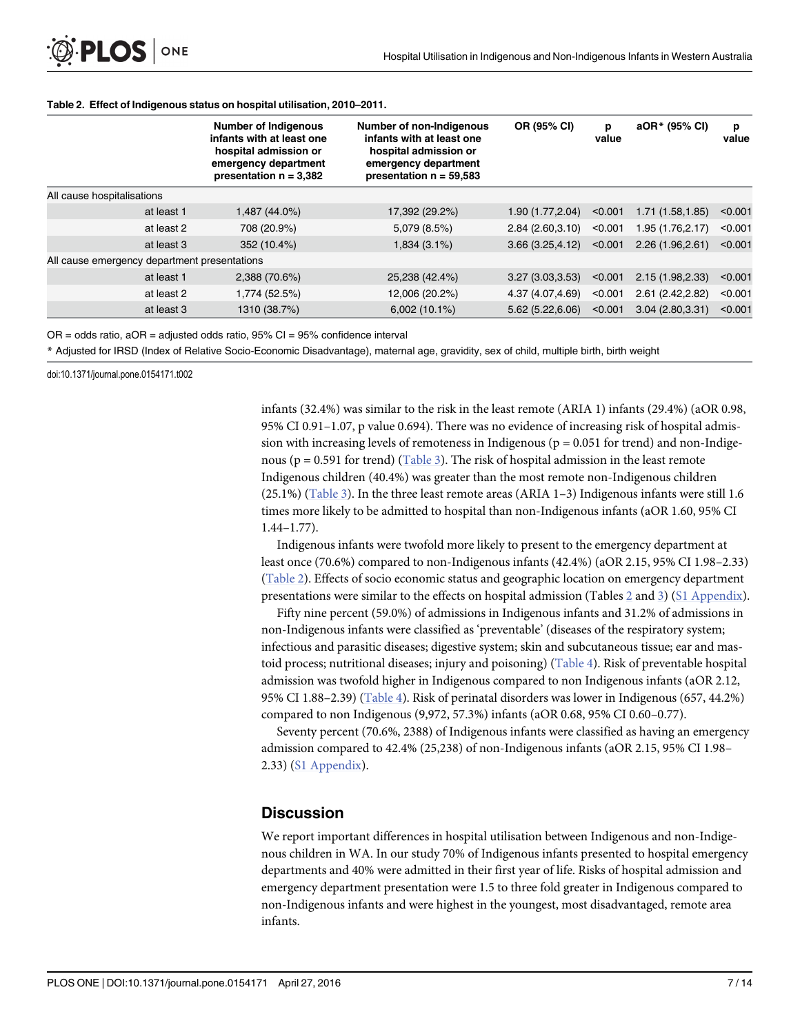**Table 2. Effect of Indigenous status on hospital utilisation, 2010–2011.**

| | Number of Indigenous infants with at least one hospital admission or emergency department presentation n = 3,382 | Number of non-Indigenous infants with at least one hospital admission or emergency department presentation n = 59,583 | OR (95% CI) | p value | aOR* (95% CI) | p value |
|---|---|---|---|---|---|---|
| All cause hospitalisations | | | | | | |
| at least 1 | 1,487 (44.0%) | 17,392 (29.2%) | 1.90 (1.77,2.04) | <0.001 | 1.71 (1.58,1.85) | <0.001 |
| at least 2 | 708 (20.9%) | 5,079 (8.5%) | 2.84 (2.60,3.10) | <0.001 | 1.95 (1.76,2.17) | <0.001 |
| at least 3 | 352 (10.4%) | 1,834 (3.1%) | 3.66 (3.25,4.12) | <0.001 | 2.26 (1.96,2.61) | <0.001 |
| All cause emergency department presentations | | | | | | |
| at least 1 | 2,388 (70.6%) | 25,238 (42.4%) | 3.27 (3.03,3.53) | <0.001 | 2.15 (1.98,2.33) | <0.001 |
| at least 2 | 1,774 (52.5%) | 12,006 (20.2%) | 4.37 (4.07,4.69) | <0.001 | 2.61 (2.42,2.82) | <0.001 |
| at least 3 | 1310 (38.7%) | 6,002 (10.1%) | 5.62 (5.22,6.06) | <0.001 | 3.04 (2.80,3.31) | <0.001 |

OR = odds ratio, aOR = adjusted odds ratio, 95% CI = 95% confidence interval

* Adjusted for IRSD (Index of Relative Socio-Economic Disadvantage), maternal age, gravidity, sex of child, multiple birth, birth weight

doi:10.1371/journal.pone.0154171.t002

infants (32.4%) was similar to the risk in the least remote (ARIA 1) infants (29.4%) (aOR 0.98, 95% CI 0.91–1.07, p value 0.694). There was no evidence of increasing risk of hospital admission with increasing levels of remoteness in Indigenous ($p = 0.051$ for trend) and non-Indigenous ($p = 0.591$ for trend) (Table 3). The risk of hospital admission in the least remote Indigenous children (40.4%) was greater than the most remote non-Indigenous children (25.1%) (Table 3). In the three least remote areas (ARIA 1–3) Indigenous infants were still 1.6 times more likely to be admitted to hospital than non-Indigenous infants (aOR 1.60, 95% CI 1.44–1.77).

Indigenous infants were twofold more likely to present to the emergency department at least once (70.6%) compared to non-Indigenous infants (42.4%) (aOR 2.15, 95% CI 1.98–2.33) (Table 2). Effects of socio economic status and geographic location on emergency department presentations were similar to the effects on hospital admission (Tables 2 and 3) (S1 Appendix).

Fifty nine percent (59.0%) of admissions in Indigenous infants and 31.2% of admissions in non-Indigenous infants were classified as 'preventable' (diseases of the respiratory system; infectious and parasitic diseases; digestive system; skin and subcutaneous tissue; ear and mastoid process; nutritional diseases; injury and poisoning) (Table 4). Risk of preventable hospital admission was twofold higher in Indigenous compared to non Indigenous infants (aOR 2.12, 95% CI 1.88–2.39) (Table 4). Risk of perinatal disorders was lower in Indigenous (657, 44.2%) compared to non Indigenous (9,972, 57.3%) infants (aOR 0.68, 95% CI 0.60–0.77).

Seventy percent (70.6%, 2388) of Indigenous infants were classified as having an emergency admission compared to 42.4% (25,238) of non-Indigenous infants (aOR 2.15, 95% CI 1.98–2.33) (S1 Appendix).

## Discussion

We report important differences in hospital utilisation between Indigenous and non-Indigenous children in WA. In our study 70% of Indigenous infants presented to hospital emergency departments and 40% were admitted in their first year of life. Risks of hospital admission and emergency department presentation were 1.5 to three fold greater in Indigenous compared to non-Indigenous infants and were highest in the youngest, most disadvantaged, remote area infants.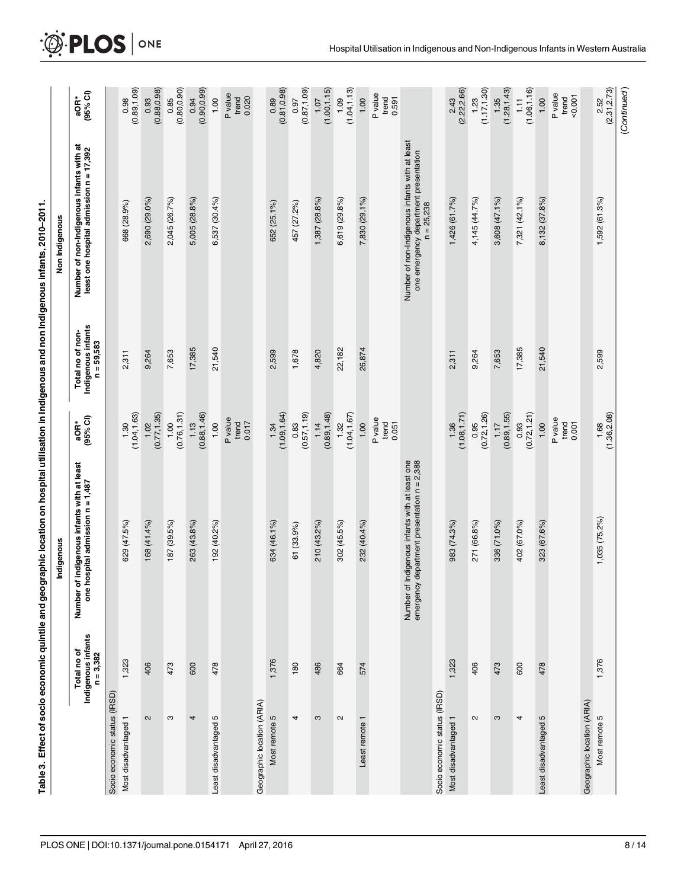Table 3. Effect of socio economic quintile and geographic location on hospital utilisation in Indigenous and non Indigenous infants, 2010–2011.

| | Indigenous | | | Non Indigenous | | |
|---|---|---|---|---|---|---|
| | Total no of Indigenous infants n = 3,382 | Number of indigenous infants with at least one hospital admission n = 1,487 | aOR* (95% CI) | Total no of non-Indigenous infants n = 59,583 | Number of non-Indigenous infants with at least one hospital admission n = 17,392 | aOR* (95% CI) |
| Socio economic status (IRSD) | | | | | | |
| Most disadvantaged 1 | 1,323 | 629 (47.5%) | 1.30 (1.04,1.63) | 2,311 | 668 (28.9%) | 0.98 (0.89,1.09) |
| 2 | 406 | 168 (41.4%) | 1.02 (0.77,1.35) | 9,264 | 2,690 (29.0%) | 0.93 (0.88,0.98) |
| 3 | 473 | 187 (39.5%) | 1.00 (0.76,1.31) | 7,653 | 2,045 (26.7%) | 0.85 (0.80,0.90) |
| 4 | 600 | 263 (43.8%) | 1.13 (0.88,1.46) | 17,385 | 5,005 (28.8%) | 0.94 (0.90,0.99) |
| Least disadvantaged 5 | 478 | 192 (40.2%) | 1.00 | 21,540 | 6,537 (30.4%) | 1.00 |
| | | | P value trend 0.017 | | | P value trend 0.020 |
| Geographic location (ARIA) | | | | | | |
| Most remote 5 | 1,376 | 634 (46.1%) | 1.34 (1.09,1.64) | 2,599 | 652 (25.1%) | 0.89 (0.81,0.98) |
| 4 | 180 | 61 (33.9%) | 0.83 (0.57,1.19) | 1,678 | 457 (27.2%) | 0.97 (0.87,1.09) |
| 3 | 486 | 210 (43.2%) | 1.14 (0.89,1.48) | 4,820 | 1,387 (28.8%) | 1.07 (1.00,1.15) |
| 2 | 664 | 302 (45.5%) | 1.32 (1.04,1.67) | 22,182 | 6,619 (29.8%) | 1.09 (1.04,1.13) |
| Least remote 1 | 574 | 232 (40.4%) | 1.00 | 26,874 | 7,830 (29.1%) | 1.00 |
| | | | P value trend 0.051 | | | P value trend 0.591 |
| | | Number of Indigenous infants with at least one emergency department presentation n = 2,388 | | | Number of non-Indigenous infants with at least one emergency department presentation n = 25,238 | |
| Socio economic status (IRSD) | | | | | | |
| Most disadvantaged 1 | 1,323 | 983 (74.3%) | 1.36 (1.08,1.71) | 2,311 | 1,426 (61.7%) | 2.43 (2.22,2.66) |
| 2 | 406 | 271 (66.8%) | 0.95 (0.72,1.26) | 9,264 | 4,145 (44.7%) | 1.23 (1.17,1.30) |
| 3 | 473 | 336 (71.0%) | 1.17 (0.89,1.55) | 7,653 | 3,608 (47.1%) | 1.35 (1.28,1.43) |
| 4 | 600 | 402 (67.0%) | 0.93 (0.72,1.21) | 17,385 | 7,321 (42.1%) | 1.11 (1.06,1.16) |
| Least disadvantaged 5 | 478 | 323 (67.6%) | 1.00 | 21,540 | 8,132 (37.8%) | 1.00 |
| | | | P value trend 0.001 | | | P value trend <0.001 |
| Geographic location (ARIA) | | | | | | |
| Most remote 5 | 1,376 | 1,035 (75.2%) | 1.68 (1.36,2.08) | 2,599 | 1,592 (61.3%) | 2.52 (2.31,2.73) |

(Continued)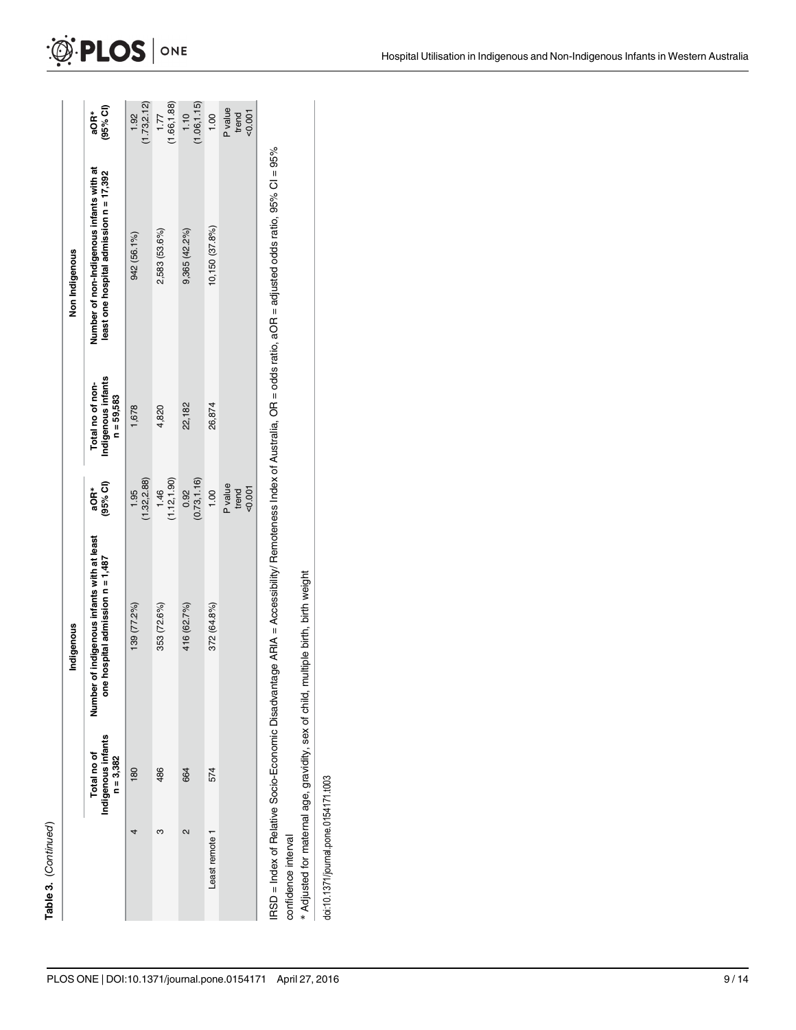**Table 3.** (Continued)

| | Indigenous | | | Non Indigenous | | |
|---|---|---|---|---|---|---|
| | Total no of Indigenous infants n = 3,382 | Number of indigenous infants with at least one hospital admission n = 1,487 | aOR* (95% CI) | Total no of non-Indigenous infants n = 59,583 | Number of non-Indigenous infants with at least one hospital admission n = 17,392 | aOR* (95% CI) |
| 4 | 180 | 139 (77.2%) | 1.95 (1.32,2.88) | 1,678 | 942 (56.1%) | 1.92 (1.73,2.12) |
| 3 | 486 | 353 (72.6%) | 1.46 (1.12,1.90) | 4,820 | 2,583 (53.6%) | 1.77 (1.66,1.88) |
| 2 | 664 | 416 (62.7%) | 0.92 (0.73,1.16) | 22,182 | 9,365 (42.2%) | 1.10 (1.06,1.15) |
| Least remote 1 | 574 | 372 (64.8%) | 1.00 | 26,874 | 10,150 (37.8%) | 1.00 |
| | | | P value trend <0.001 | | | P value trend <0.001 |

IRSD = Index of Relative Socio-Economic Disadvantage ARIA = Accessibility/ Remoteness Index of Australia, OR = odds ratio, aOR = adjusted odds ratio, 95% CI = 95% confidence interval

* Adjusted for maternal age, gravidity, sex of child, multiple birth, birth weight

doi:10.1371/journal.pone.0154171.t003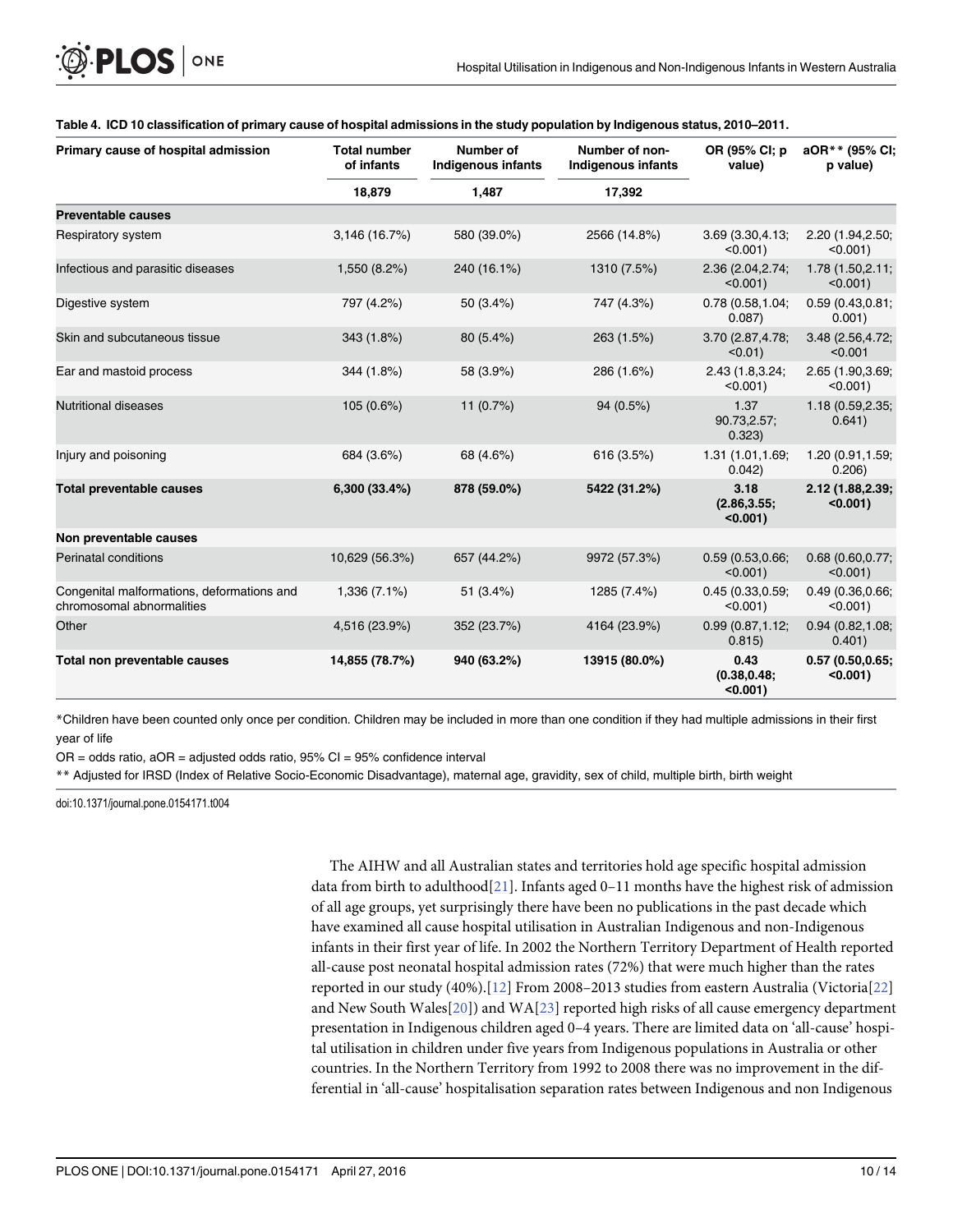**Table 4. ICD 10 classification of primary cause of hospital admissions in the study population by Indigenous status, 2010–2011.**

| Primary cause of hospital admission | Total number of infants | Number of Indigenous infants | Number of non-Indigenous infants | OR (95% CI; p value) | aOR** (95% CI; p value) |
|---|---|---|---|---|---|
| | 18,879 | 1,487 | 17,392 | | |
| **Preventable causes** | | | | | |
| Respiratory system | 3,146 (16.7%) | 580 (39.0%) | 2566 (14.8%) | 3.69 (3.30,4.13; <0.001) | 2.20 (1.94,2.50; <0.001) |
| Infectious and parasitic diseases | 1,550 (8.2%) | 240 (16.1%) | 1310 (7.5%) | 2.36 (2.04,2.74; <0.001) | 1.78 (1.50,2.11; <0.001) |
| Digestive system | 797 (4.2%) | 50 (3.4%) | 747 (4.3%) | 0.78 (0.58,1.04; 0.087) | 0.59 (0.43,0.81; 0.001) |
| Skin and subcutaneous tissue | 343 (1.8%) | 80 (5.4%) | 263 (1.5%) | 3.70 (2.87,4.78; <0.01) | 3.48 (2.56,4.72; <0.001 |
| Ear and mastoid process | 344 (1.8%) | 58 (3.9%) | 286 (1.6%) | 2.43 (1.8,3.24; <0.001) | 2.65 (1.90,3.69; <0.001) |
| Nutritional diseases | 105 (0.6%) | 11 (0.7%) | 94 (0.5%) | 1.37 90.73,2.57; 0.323) | 1.18 (0.59,2.35; 0.641) |
| Injury and poisoning | 684 (3.6%) | 68 (4.6%) | 616 (3.5%) | 1.31 (1.01,1.69; 0.042) | 1.20 (0.91,1.59; 0.206) |
| **Total preventable causes** | **6,300 (33.4%)** | **878 (59.0%)** | **5422 (31.2%)** | **3.18 (2.86,3.55; <0.001)** | **2.12 (1.88,2.39; <0.001)** |
| **Non preventable causes** | | | | | |
| Perinatal conditions | 10,629 (56.3%) | 657 (44.2%) | 9972 (57.3%) | 0.59 (0.53,0.66; <0.001) | 0.68 (0.60,0.77; <0.001) |
| Congenital malformations, deformations and chromosomal abnormalities | 1,336 (7.1%) | 51 (3.4%) | 1285 (7.4%) | 0.45 (0.33,0.59; <0.001) | 0.49 (0.36,0.66; <0.001) |
| Other | 4,516 (23.9%) | 352 (23.7%) | 4164 (23.9%) | 0.99 (0.87,1.12; 0.815) | 0.94 (0.82,1.08; 0.401) |
| **Total non preventable causes** | **14,855 (78.7%)** | **940 (63.2%)** | **13915 (80.0%)** | **0.43 (0.38,0.48; <0.001)** | **0.57 (0.50,0.65; <0.001)** |

*Children have been counted only once per condition. Children may be included in more than one condition if they had multiple admissions in their first year of life

OR = odds ratio, aOR = adjusted odds ratio, 95% CI = 95% confidence interval

** Adjusted for IRSD (Index of Relative Socio-Economic Disadvantage), maternal age, gravidity, sex of child, multiple birth, birth weight

doi:10.1371/journal.pone.0154171.t004

The AIHW and all Australian states and territories hold age specific hospital admission data from birth to adulthood[21]. Infants aged 0–11 months have the highest risk of admission of all age groups, yet surprisingly there have been no publications in the past decade which have examined all cause hospital utilisation in Australian Indigenous and non-Indigenous infants in their first year of life. In 2002 the Northern Territory Department of Health reported all-cause post neonatal hospital admission rates (72%) that were much higher than the rates reported in our study (40%).[12] From 2008–2013 studies from eastern Australia (Victoria[22] and New South Wales[20]) and WA[23] reported high risks of all cause emergency department presentation in Indigenous children aged 0–4 years. There are limited data on 'all-cause' hospital utilisation in children under five years from Indigenous populations in Australia or other countries. In the Northern Territory from 1992 to 2008 there was no improvement in the differential in 'all-cause' hospitalisation separation rates between Indigenous and non Indigenous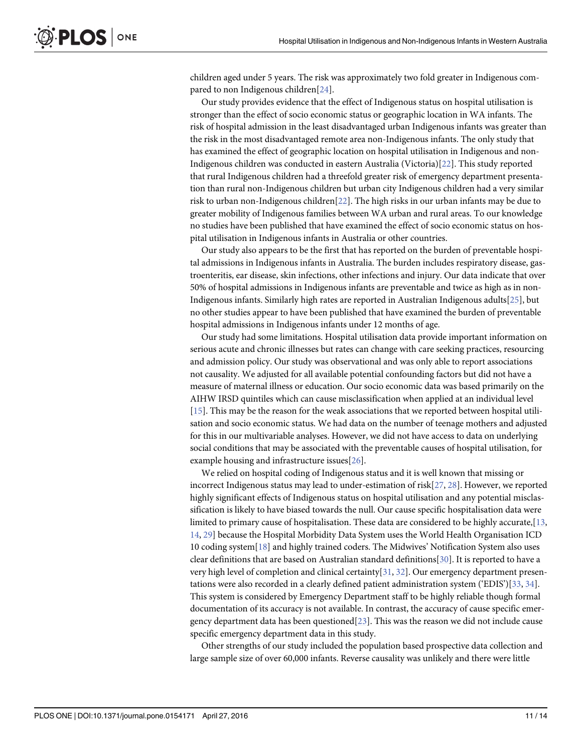children aged under 5 years. The risk was approximately two fold greater in Indigenous compared to non Indigenous children[24].

Our study provides evidence that the effect of Indigenous status on hospital utilisation is stronger than the effect of socio economic status or geographic location in WA infants. The risk of hospital admission in the least disadvantaged urban Indigenous infants was greater than the risk in the most disadvantaged remote area non-Indigenous infants. The only study that has examined the effect of geographic location on hospital utilisation in Indigenous and non-Indigenous children was conducted in eastern Australia (Victoria)[22]. This study reported that rural Indigenous children had a threefold greater risk of emergency department presentation than rural non-Indigenous children but urban city Indigenous children had a very similar risk to urban non-Indigenous children[22]. The high risks in our urban infants may be due to greater mobility of Indigenous families between WA urban and rural areas. To our knowledge no studies have been published that have examined the effect of socio economic status on hospital utilisation in Indigenous infants in Australia or other countries.

Our study also appears to be the first that has reported on the burden of preventable hospital admissions in Indigenous infants in Australia. The burden includes respiratory disease, gastroenteritis, ear disease, skin infections, other infections and injury. Our data indicate that over 50% of hospital admissions in Indigenous infants are preventable and twice as high as in non-Indigenous infants. Similarly high rates are reported in Australian Indigenous adults[25], but no other studies appear to have been published that have examined the burden of preventable hospital admissions in Indigenous infants under 12 months of age.

Our study had some limitations. Hospital utilisation data provide important information on serious acute and chronic illnesses but rates can change with care seeking practices, resourcing and admission policy. Our study was observational and was only able to report associations not causality. We adjusted for all available potential confounding factors but did not have a measure of maternal illness or education. Our socio economic data was based primarily on the AIHW IRSD quintiles which can cause misclassification when applied at an individual level [15]. This may be the reason for the weak associations that we reported between hospital utilisation and socio economic status. We had data on the number of teenage mothers and adjusted for this in our multivariable analyses. However, we did not have access to data on underlying social conditions that may be associated with the preventable causes of hospital utilisation, for example housing and infrastructure issues[26].

We relied on hospital coding of Indigenous status and it is well known that missing or incorrect Indigenous status may lead to under-estimation of risk[27, 28]. However, we reported highly significant effects of Indigenous status on hospital utilisation and any potential misclassification is likely to have biased towards the null. Our cause specific hospitalisation data were limited to primary cause of hospitalisation. These data are considered to be highly accurate,[13, 14, 29] because the Hospital Morbidity Data System uses the World Health Organisation ICD 10 coding system[18] and highly trained coders. The Midwives' Notification System also uses clear definitions that are based on Australian standard definitions[30]. It is reported to have a very high level of completion and clinical certainty[31, 32]. Our emergency department presentations were also recorded in a clearly defined patient administration system ('EDIS')[33, 34]. This system is considered by Emergency Department staff to be highly reliable though formal documentation of its accuracy is not available. In contrast, the accuracy of cause specific emergency department data has been questioned[23]. This was the reason we did not include cause specific emergency department data in this study.

Other strengths of our study included the population based prospective data collection and large sample size of over 60,000 infants. Reverse causality was unlikely and there were little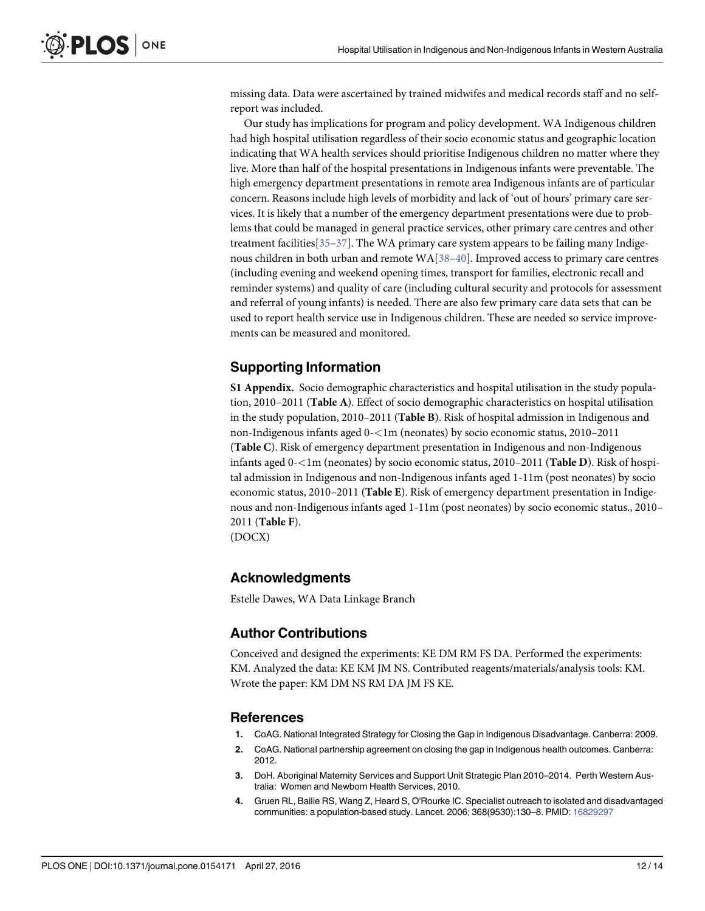missing data. Data were ascertained by trained midwifes and medical records staff and no self-report was included.

Our study has implications for program and policy development. WA Indigenous children had high hospital utilisation regardless of their socio economic status and geographic location indicating that WA health services should prioritise Indigenous children no matter where they live. More than half of the hospital presentations in Indigenous infants were preventable. The high emergency department presentations in remote area Indigenous infants are of particular concern. Reasons include high levels of morbidity and lack of 'out of hours' primary care services. It is likely that a number of the emergency department presentations were due to problems that could be managed in general practice services, other primary care centres and other treatment facilities[35–37]. The WA primary care system appears to be failing many Indigenous children in both urban and remote WA[38–40]. Improved access to primary care centres (including evening and weekend opening times, transport for families, electronic recall and reminder systems) and quality of care (including cultural security and protocols for assessment and referral of young infants) is needed. There are also few primary care data sets that can be used to report health service use in Indigenous children. These are needed so service improvements can be measured and monitored.

## Supporting Information

**S1 Appendix.** Socio demographic characteristics and hospital utilisation in the study population, 2010–2011 (**Table A**). Effect of socio demographic characteristics on hospital utilisation in the study population, 2010–2011 (**Table B**). Risk of hospital admission in Indigenous and non-Indigenous infants aged 0-<1m (neonates) by socio economic status, 2010–2011 (**Table C**). Risk of emergency department presentation in Indigenous and non-Indigenous infants aged 0-<1m (neonates) by socio economic status, 2010–2011 (**Table D**). Risk of hospital admission in Indigenous and non-Indigenous infants aged 1-11m (post neonates) by socio economic status, 2010–2011 (**Table E**). Risk of emergency department presentation in Indigenous and non-Indigenous infants aged 1-11m (post neonates) by socio economic status., 2010–2011 (**Table F**).
(DOCX)

## Acknowledgments

Estelle Dawes, WA Data Linkage Branch

## Author Contributions

Conceived and designed the experiments: KE DM RM FS DA. Performed the experiments: KM. Analyzed the data: KE KM JM NS. Contributed reagents/materials/analysis tools: KM. Wrote the paper: KM DM NS RM DA JM FS KE.

## References

1. CoAG. National Integrated Strategy for Closing the Gap in Indigenous Disadvantage. Canberra: 2009.
2. CoAG. National partnership agreement on closing the gap in Indigenous health outcomes. Canberra: 2012.
3. DoH. Aboriginal Maternity Services and Support Unit Strategic Plan 2010–2014. Perth Western Australia: Women and Newborn Health Services, 2010.
4. Gruen RL, Bailie RS, Wang Z, Heard S, O'Rourke IC. Specialist outreach to isolated and disadvantaged communities: a population-based study. Lancet. 2006; 368(9530):130–8. PMID: 16829297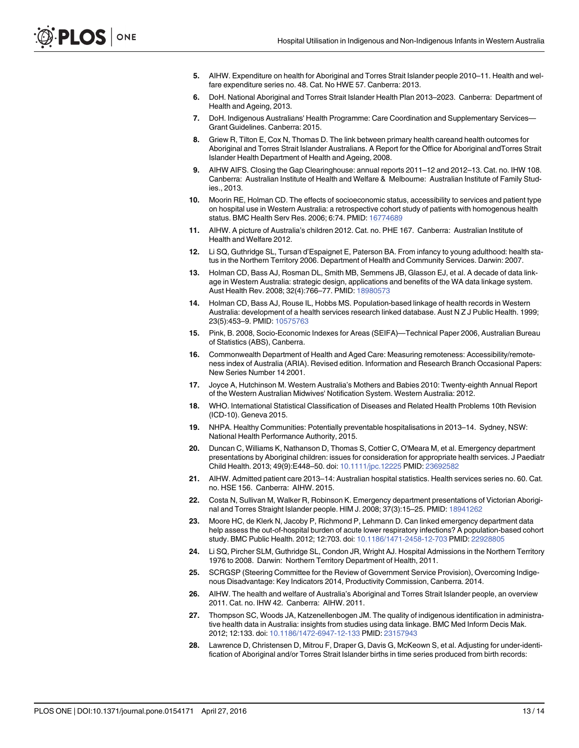5. AIHW. Expenditure on health for Aboriginal and Torres Strait Islander people 2010–11. Health and welfare expenditure series no. 48. Cat. No HWE 57. Canberra: 2013.
6. DoH. National Aboriginal and Torres Strait Islander Health Plan 2013–2023. Canberra: Department of Health and Ageing, 2013.
7. DoH. Indigenous Australians' Health Programme: Care Coordination and Supplementary Services—Grant Guidelines. Canberra: 2015.
8. Griew R, Tilton E, Cox N, Thomas D. The link between primary health careand health outcomes for Aboriginal and Torres Strait Islander Australians. A Report for the Office for Aboriginal andTorres Strait Islander Health Department of Health and Ageing, 2008.
9. AIHW AIFS. Closing the Gap Clearinghouse: annual reports 2011–12 and 2012–13. Cat. no. IHW 108. Canberra: Australian Institute of Health and Welfare & Melbourne: Australian Institute of Family Studies., 2013.
10. Moorin RE, Holman CD. The effects of socioeconomic status, accessibility to services and patient type on hospital use in Western Australia: a retrospective cohort study of patients with homogenous health status. BMC Health Serv Res. 2006; 6:74. PMID: 16774689
11. AIHW. A picture of Australia's children 2012. Cat. no. PHE 167. Canberra: Australian Institute of Health and Welfare 2012.
12. Li SQ, Guthridge SL, Tursan d'Espaignet E, Paterson BA. From infancy to young adulthood: health status in the Northern Territory 2006. Department of Health and Community Services. Darwin: 2007.
13. Holman CD, Bass AJ, Rosman DL, Smith MB, Semmens JB, Glasson EJ, et al. A decade of data linkage in Western Australia: strategic design, applications and benefits of the WA data linkage system. Aust Health Rev. 2008; 32(4):766–77. PMID: 18980573
14. Holman CD, Bass AJ, Rouse IL, Hobbs MS. Population-based linkage of health records in Western Australia: development of a health services research linked database. Aust N Z J Public Health. 1999; 23(5):453–9. PMID: 10575763
15. Pink, B. 2008, Socio-Economic Indexes for Areas (SEIFA)—Technical Paper 2006, Australian Bureau of Statistics (ABS), Canberra.
16. Commonwealth Department of Health and Aged Care: Measuring remoteness: Accessibility/remoteness index of Australia (ARIA). Revised edition. Information and Research Branch Occasional Papers: New Series Number 14 2001.
17. Joyce A, Hutchinson M. Western Australia's Mothers and Babies 2010: Twenty-eighth Annual Report of the Western Australian Midwives' Notification System. Western Australia: 2012.
18. WHO. International Statistical Classification of Diseases and Related Health Problems 10th Revision (ICD-10). Geneva 2015.
19. NHPA. Healthy Communities: Potentially preventable hospitalisations in 2013–14. Sydney, NSW: National Health Performance Authority, 2015.
20. Duncan C, Williams K, Nathanson D, Thomas S, Cottier C, O'Meara M, et al. Emergency department presentations by Aboriginal children: issues for consideration for appropriate health services. J Paediatr Child Health. 2013; 49(9):E448–50. doi: 10.1111/jpc.12225 PMID: 23692582
21. AIHW. Admitted patient care 2013–14: Australian hospital statistics. Health services series no. 60. Cat. no. HSE 156. Canberra: AIHW. 2015.
22. Costa N, Sullivan M, Walker R, Robinson K. Emergency department presentations of Victorian Aboriginal and Torres Straight Islander people. HIM J. 2008; 37(3):15–25. PMID: 18941262
23. Moore HC, de Klerk N, Jacoby P, Richmond P, Lehmann D. Can linked emergency department data help assess the out-of-hospital burden of acute lower respiratory infections? A population-based cohort study. BMC Public Health. 2012; 12:703. doi: 10.1186/1471-2458-12-703 PMID: 22928805
24. Li SQ, Pircher SLM, Guthridge SL, Condon JR, Wright AJ. Hospital Admissions in the Northern Territory 1976 to 2008. Darwin: Northern Territory Department of Health, 2011.
25. SCRGSP (Steering Committee for the Review of Government Service Provision), Overcoming Indigenous Disadvantage: Key Indicators 2014, Productivity Commission, Canberra. 2014.
26. AIHW. The health and welfare of Australia's Aboriginal and Torres Strait Islander people, an overview 2011. Cat. no. IHW 42. Canberra: AIHW. 2011.
27. Thompson SC, Woods JA, Katzenellenbogen JM. The quality of indigenous identification in administrative health data in Australia: insights from studies using data linkage. BMC Med Inform Decis Mak. 2012; 12:133. doi: 10.1186/1472-6947-12-133 PMID: 23157943
28. Lawrence D, Christensen D, Mitrou F, Draper G, Davis G, McKeown S, et al. Adjusting for under-identification of Aboriginal and/or Torres Strait Islander births in time series produced from birth records: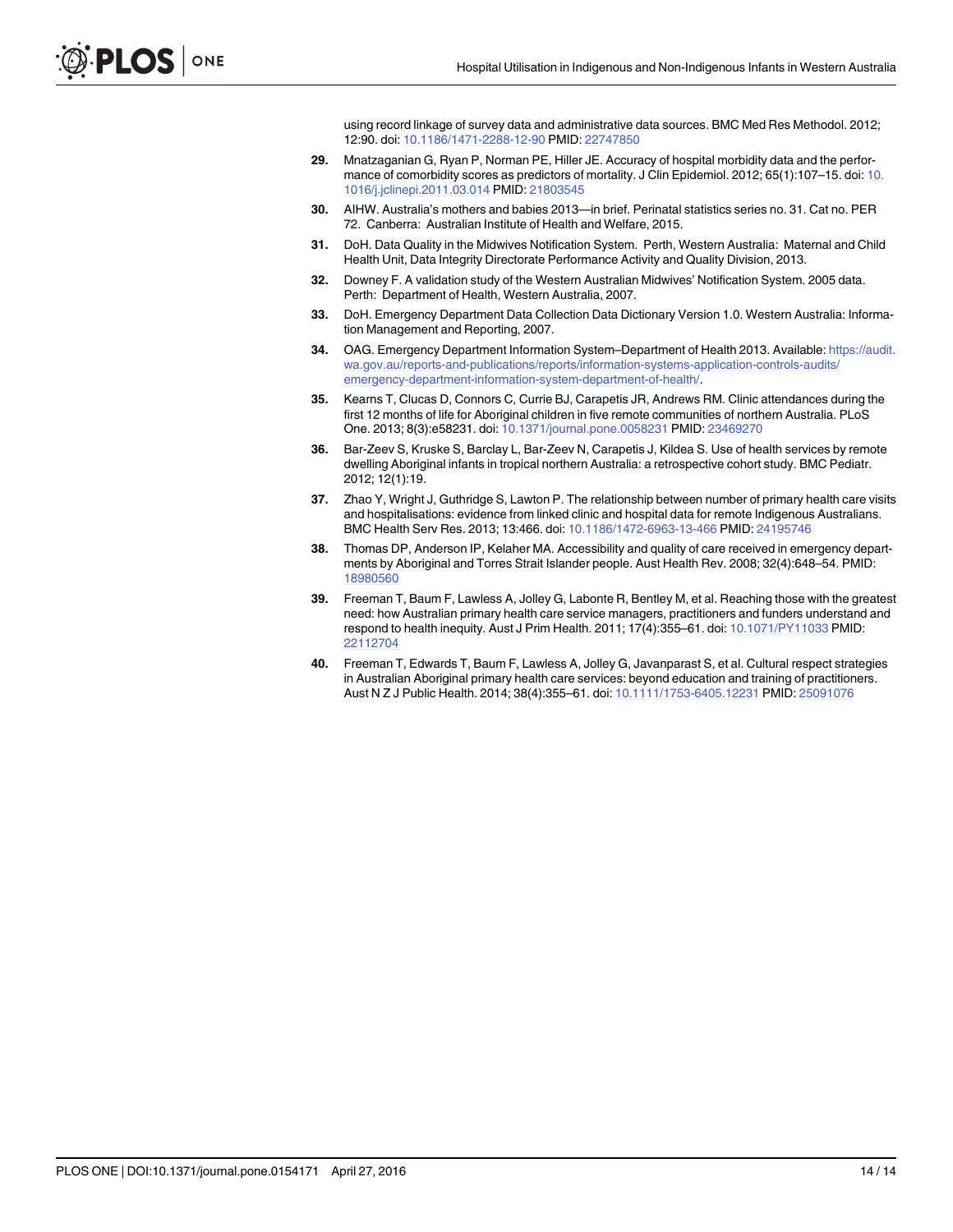using record linkage of survey data and administrative data sources. BMC Med Res Methodol. 2012; 12:90. doi: 10.1186/1471-2288-12-90 PMID: 22747850

29. Mnatzaganian G, Ryan P, Norman PE, Hiller JE. Accuracy of hospital morbidity data and the performance of comorbidity scores as predictors of mortality. J Clin Epidemiol. 2012; 65(1):107–15. doi: 10.1016/j.jclinepi.2011.03.014 PMID: 21803545

30. AIHW. Australia's mothers and babies 2013—in brief. Perinatal statistics series no. 31. Cat no. PER 72. Canberra: Australian Institute of Health and Welfare, 2015.

31. DoH. Data Quality in the Midwives Notification System. Perth, Western Australia: Maternal and Child Health Unit, Data Integrity Directorate Performance Activity and Quality Division, 2013.

32. Downey F. A validation study of the Western Australian Midwives' Notification System. 2005 data. Perth: Department of Health, Western Australia, 2007.

33. DoH. Emergency Department Data Collection Data Dictionary Version 1.0. Western Australia: Information Management and Reporting, 2007.

34. OAG. Emergency Department Information System–Department of Health 2013. Available: https://audit.wa.gov.au/reports-and-publications/reports/information-systems-application-controls-audits/emergency-department-information-system-department-of-health/.

35. Kearns T, Clucas D, Connors C, Currie BJ, Carapetis JR, Andrews RM. Clinic attendances during the first 12 months of life for Aboriginal children in five remote communities of northern Australia. PLoS One. 2013; 8(3):e58231. doi: 10.1371/journal.pone.0058231 PMID: 23469270

36. Bar-Zeev S, Kruske S, Barclay L, Bar-Zeev N, Carapetis J, Kildea S. Use of health services by remote dwelling Aboriginal infants in tropical northern Australia: a retrospective cohort study. BMC Pediatr. 2012; 12(1):19.

37. Zhao Y, Wright J, Guthridge S, Lawton P. The relationship between number of primary health care visits and hospitalisations: evidence from linked clinic and hospital data for remote Indigenous Australians. BMC Health Serv Res. 2013; 13:466. doi: 10.1186/1472-6963-13-466 PMID: 24195746

38. Thomas DP, Anderson IP, Kelaher MA. Accessibility and quality of care received in emergency departments by Aboriginal and Torres Strait Islander people. Aust Health Rev. 2008; 32(4):648–54. PMID: 18980560

39. Freeman T, Baum F, Lawless A, Jolley G, Labonte R, Bentley M, et al. Reaching those with the greatest need: how Australian primary health care service managers, practitioners and funders understand and respond to health inequity. Aust J Prim Health. 2011; 17(4):355–61. doi: 10.1071/PY11033 PMID: 22112704

40. Freeman T, Edwards T, Baum F, Lawless A, Jolley G, Javanparast S, et al. Cultural respect strategies in Australian Aboriginal primary health care services: beyond education and training of practitioners. Aust N Z J Public Health. 2014; 38(4):355–61. doi: 10.1111/1753-6405.12231 PMID: 25091076